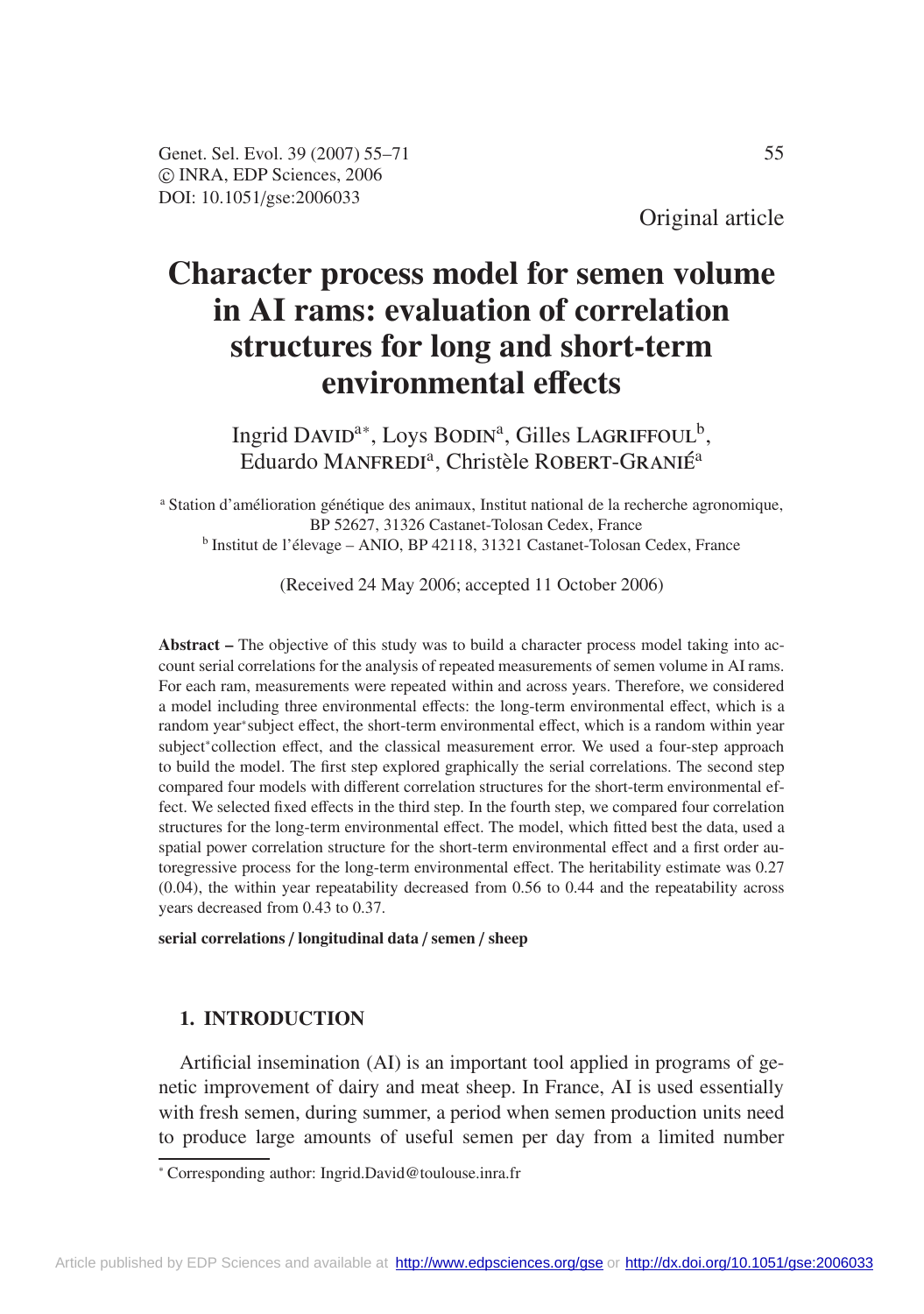Original article

# Character process model for semen volume in AI rams: evaluation of correlation structures for long and short-term environmental effects

Ingrid DAVID[a*], Loys BODIN[a], Gilles LAGRIFFOUL[b], Eduardo MANFREDI[a], Christèle ROBERT-GRANIÉ[a]

[a] Station d'amélioration génétique des animaux, Institut national de la recherche agronomique, BP 52627, 31326 Castanet-Tolosan Cedex, France
[b] Institut de l'élevage – ANIO, BP 42118, 31321 Castanet-Tolosan Cedex, France

(Received 24 May 2006; accepted 11 October 2006)

**Abstract** – The objective of this study was to build a character process model taking into account serial correlations for the analysis of repeated measurements of semen volume in AI rams. For each ram, measurements were repeated within and across years. Therefore, we considered a model including three environmental effects: the long-term environmental effect, which is a random year*subject effect, the short-term environmental effect, which is a random within year subject*collection effect, and the classical measurement error. We used a four-step approach to build the model. The first step explored graphically the serial correlations. The second step compared four models with different correlation structures for the short-term environmental effect. We selected fixed effects in the third step. In the fourth step, we compared four correlation structures for the long-term environmental effect. The model, which fitted best the data, used a spatial power correlation structure for the short-term environmental effect and a first order autoregressive process for the long-term environmental effect. The heritability estimate was 0.27 (0.04), the within year repeatability decreased from 0.56 to 0.44 and the repeatability across years decreased from 0.43 to 0.37.

**serial correlations / longitudinal data / semen / sheep**

## 1. INTRODUCTION

Artificial insemination (AI) is an important tool applied in programs of genetic improvement of dairy and meat sheep. In France, AI is used essentially with fresh semen, during summer, a period when semen production units need to produce large amounts of useful semen per day from a limited number

* Corresponding author: Ingrid.David@toulouse.inra.fr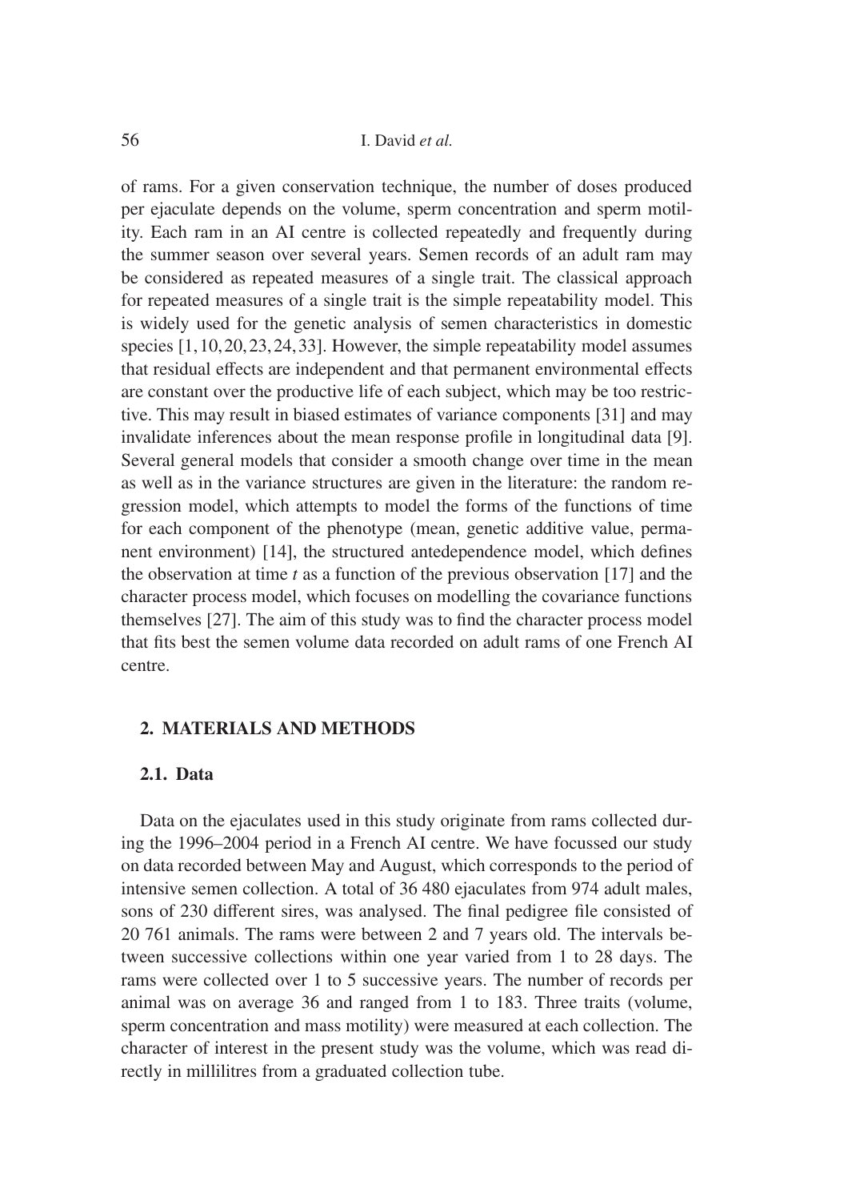of rams. For a given conservation technique, the number of doses produced per ejaculate depends on the volume, sperm concentration and sperm motility. Each ram in an AI centre is collected repeatedly and frequently during the summer season over several years. Semen records of an adult ram may be considered as repeated measures of a single trait. The classical approach for repeated measures of a single trait is the simple repeatability model. This is widely used for the genetic analysis of semen characteristics in domestic species [1, 10, 20, 23, 24, 33]. However, the simple repeatability model assumes that residual effects are independent and that permanent environmental effects are constant over the productive life of each subject, which may be too restrictive. This may result in biased estimates of variance components [31] and may invalidate inferences about the mean response profile in longitudinal data [9]. Several general models that consider a smooth change over time in the mean as well as in the variance structures are given in the literature: the random regression model, which attempts to model the forms of the functions of time for each component of the phenotype (mean, genetic additive value, permanent environment) [14], the structured antedependence model, which defines the observation at time $t$ as a function of the previous observation [17] and the character process model, which focuses on modelling the covariance functions themselves [27]. The aim of this study was to find the character process model that fits best the semen volume data recorded on adult rams of one French AI centre.

## 2. MATERIALS AND METHODS

### 2.1. Data

Data on the ejaculates used in this study originate from rams collected during the 1996–2004 period in a French AI centre. We have focussed our study on data recorded between May and August, which corresponds to the period of intensive semen collection. A total of 36 480 ejaculates from 974 adult males, sons of 230 different sires, was analysed. The final pedigree file consisted of 20 761 animals. The rams were between 2 and 7 years old. The intervals between successive collections within one year varied from 1 to 28 days. The rams were collected over 1 to 5 successive years. The number of records per animal was on average 36 and ranged from 1 to 183. Three traits (volume, sperm concentration and mass motility) were measured at each collection. The character of interest in the present study was the volume, which was read directly in millilitres from a graduated collection tube.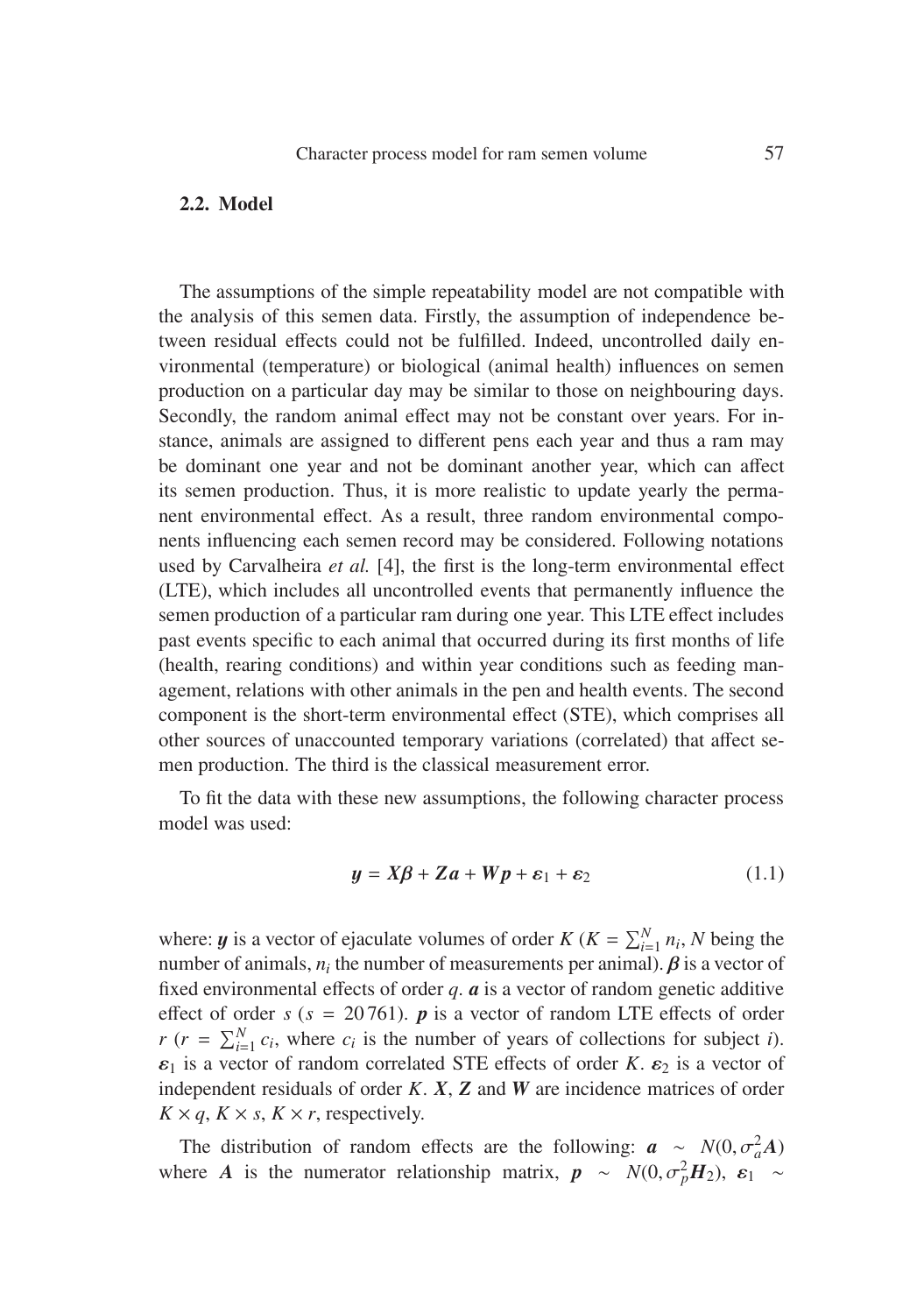## 2.2. Model

The assumptions of the simple repeatability model are not compatible with the analysis of this semen data. Firstly, the assumption of independence between residual effects could not be fulfilled. Indeed, uncontrolled daily environmental (temperature) or biological (animal health) influences on semen production on a particular day may be similar to those on neighbouring days. Secondly, the random animal effect may not be constant over years. For instance, animals are assigned to different pens each year and thus a ram may be dominant one year and not be dominant another year, which can affect its semen production. Thus, it is more realistic to update yearly the permanent environmental effect. As a result, three random environmental components influencing each semen record may be considered. Following notations used by Carvalheira *et al.* [4], the first is the long-term environmental effect (LTE), which includes all uncontrolled events that permanently influence the semen production of a particular ram during one year. This LTE effect includes past events specific to each animal that occurred during its first months of life (health, rearing conditions) and within year conditions such as feeding management, relations with other animals in the pen and health events. The second component is the short-term environmental effect (STE), which comprises all other sources of unaccounted temporary variations (correlated) that affect semen production. The third is the classical measurement error.

To fit the data with these new assumptions, the following character process model was used:

$$\boldsymbol{y} = \boldsymbol{X\beta} + \boldsymbol{Za} + \boldsymbol{Wp} + \boldsymbol{\varepsilon}_1 + \boldsymbol{\varepsilon}_2 \tag{1.1}$$

where: $\boldsymbol{y}$ is a vector of ejaculate volumes of order $K$ ($K = \sum_{i=1}^{N} n_i$, $N$ being the number of animals, $n_i$ the number of measurements per animal). $\boldsymbol{\beta}$ is a vector of fixed environmental effects of order $q$. $\boldsymbol{a}$ is a vector of random genetic additive effect of order $s$ ($s = 20\,761$). $\boldsymbol{p}$ is a vector of random LTE effects of order $r$ ($r = \sum_{i=1}^{N} c_i$, where $c_i$ is the number of years of collections for subject $i$). $\boldsymbol{\varepsilon}_1$ is a vector of random correlated STE effects of order $K$. $\boldsymbol{\varepsilon}_2$ is a vector of independent residuals of order $K$. $\boldsymbol{X}$, $\boldsymbol{Z}$ and $\boldsymbol{W}$ are incidence matrices of order $K \times q$, $K \times s$, $K \times r$, respectively.

The distribution of random effects are the following: $\boldsymbol{a} \sim N(0, \sigma_a^2 \boldsymbol{A})$ where $\boldsymbol{A}$ is the numerator relationship matrix, $\boldsymbol{p} \sim N(0, \sigma_p^2 \boldsymbol{H}_2)$, $\boldsymbol{\varepsilon}_1 \sim$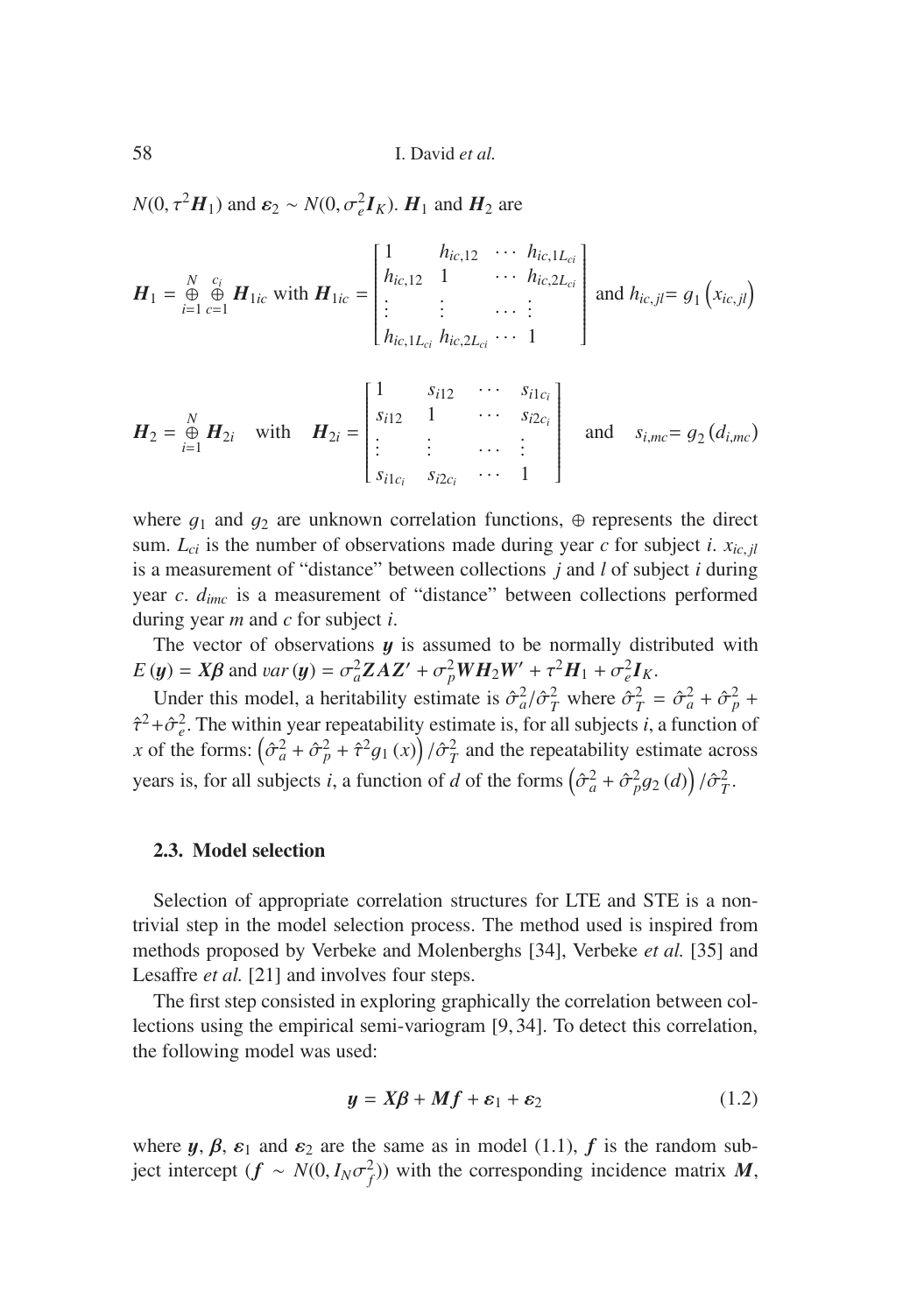$N(0, \tau^2 \boldsymbol{H}_1)$ and $\boldsymbol{\varepsilon}_2 \sim N(0, \sigma_e^2 \boldsymbol{I}_K)$. $\boldsymbol{H}_1$ and $\boldsymbol{H}_2$ are

$$\boldsymbol{H}_1 = \overset{N}{\underset{i=1}{\oplus}} \overset{c_i}{\underset{c=1}{\oplus}} \boldsymbol{H}_{1ic} \text{ with } \boldsymbol{H}_{1ic} = \begin{bmatrix} 1 & h_{ic,12} & \cdots & h_{ic,1L_{ci}} \\ h_{ic,12} & 1 & \cdots & h_{ic,2L_{ci}} \\ \vdots & \vdots & \cdots & \vdots \\ h_{ic,1L_{ci}} & h_{ic,2L_{ci}} & \cdots & 1 \end{bmatrix} \text{ and } h_{ic,jl} = g_1\left(x_{ic,jl}\right)$$

$$\boldsymbol{H}_2 = \overset{N}{\underset{i=1}{\oplus}} \boldsymbol{H}_{2i} \quad \text{with} \quad \boldsymbol{H}_{2i} = \begin{bmatrix} 1 & s_{i12} & \cdots & s_{i1c_i} \\ s_{i12} & 1 & \cdots & s_{i2c_i} \\ \vdots & \vdots & \cdots & \vdots \\ s_{i1c_i} & s_{i2c_i} & \cdots & 1 \end{bmatrix} \quad \text{and} \quad s_{i,mc} = g_2\left(d_{i,mc}\right)$$

where $g_1$ and $g_2$ are unknown correlation functions, $\oplus$ represents the direct sum. $L_{ci}$ is the number of observations made during year $c$ for subject $i$. $x_{ic,jl}$ is a measurement of "distance" between collections $j$ and $l$ of subject $i$ during year $c$. $d_{imc}$ is a measurement of "distance" between collections performed during year $m$ and $c$ for subject $i$.

The vector of observations $\boldsymbol{y}$ is assumed to be normally distributed with $E(\boldsymbol{y}) = \boldsymbol{X\beta}$ and $var(\boldsymbol{y}) = \sigma_a^2 \boldsymbol{ZAZ'} + \sigma_p^2 \boldsymbol{WH_2W'} + \tau^2 \boldsymbol{H}_1 + \sigma_e^2 \boldsymbol{I}_K$.

Under this model, a heritability estimate is $\hat{\sigma}_a^2/\hat{\sigma}_T^2$ where $\hat{\sigma}_T^2 = \hat{\sigma}_a^2 + \hat{\sigma}_p^2 + \hat{\tau}^2 + \hat{\sigma}_e^2$. The within year repeatability estimate is, for all subjects $i$, a function of $x$ of the forms: $\left(\hat{\sigma}_a^2 + \hat{\sigma}_p^2 + \hat{\tau}^2 g_1(x)\right)/\hat{\sigma}_T^2$ and the repeatability estimate across years is, for all subjects $i$, a function of $d$ of the forms $\left(\hat{\sigma}_a^2 + \hat{\sigma}_p^2 g_2(d)\right)/\hat{\sigma}_T^2$.

### 2.3. Model selection

Selection of appropriate correlation structures for LTE and STE is a non-trivial step in the model selection process. The method used is inspired from methods proposed by Verbeke and Molenberghs [34], Verbeke *et al.* [35] and Lesaffre *et al.* [21] and involves four steps.

The first step consisted in exploring graphically the correlation between collections using the empirical semi-variogram [9, 34]. To detect this correlation, the following model was used:

$$\boldsymbol{y} = \boldsymbol{X\beta} + \boldsymbol{Mf} + \boldsymbol{\varepsilon}_1 + \boldsymbol{\varepsilon}_2 \tag{1.2}$$

where $\boldsymbol{y}$, $\boldsymbol{\beta}$, $\boldsymbol{\varepsilon}_1$ and $\boldsymbol{\varepsilon}_2$ are the same as in model (1.1), $\boldsymbol{f}$ is the random subject intercept ($\boldsymbol{f} \sim N(0, I_N \sigma_f^2)$) with the corresponding incidence matrix $\boldsymbol{M}$,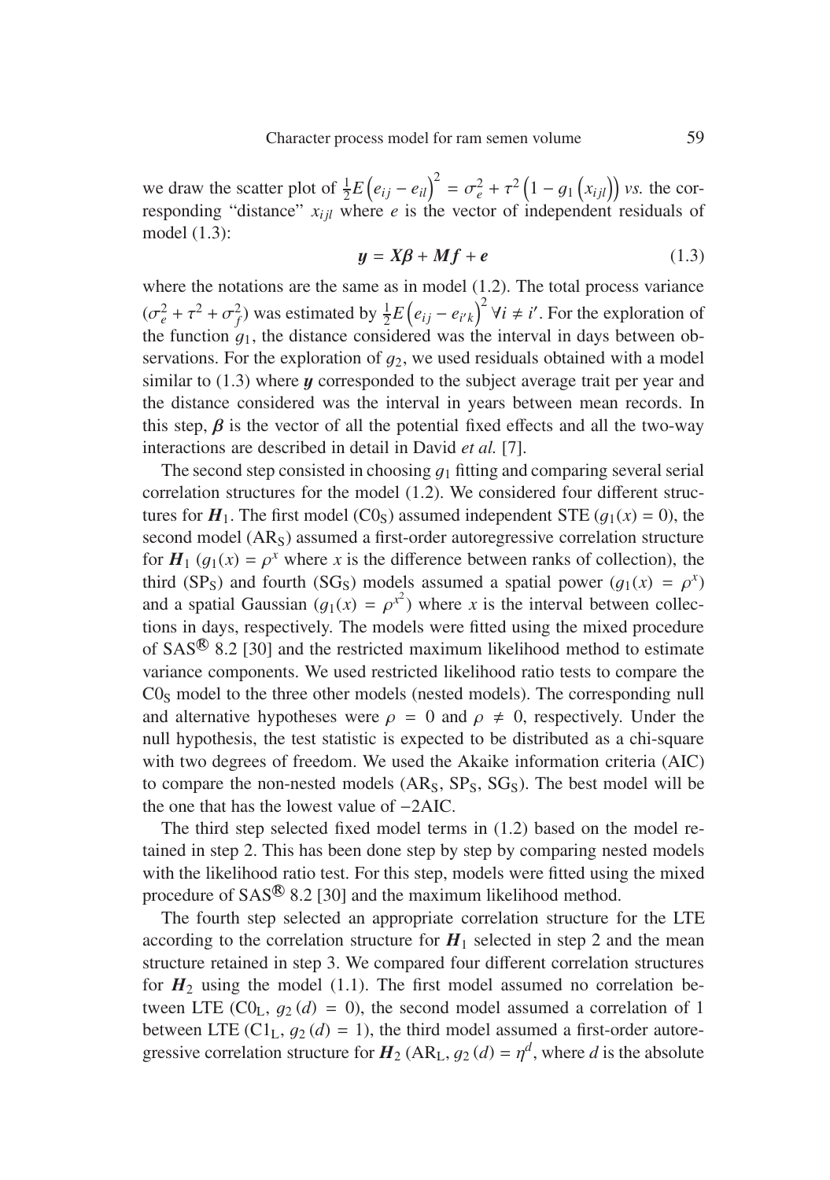we draw the scatter plot of $\frac{1}{2}E\left(e_{ij} - e_{il}\right)^2 = \sigma_e^2 + \tau^2\left(1 - g_1\left(x_{ijl}\right)\right)$ *vs.* the corresponding "distance" $x_{ijl}$ where $e$ is the vector of independent residuals of model (1.3):

$$\boldsymbol{y} = \boldsymbol{X\beta} + \boldsymbol{Mf} + \boldsymbol{e} \tag{1.3}$$

where the notations are the same as in model (1.2). The total process variance $(\sigma_e^2 + \tau^2 + \sigma_f^2)$ was estimated by $\frac{1}{2}E\left(e_{ij} - e_{i'k}\right)^2 \; \forall i \neq i'$. For the exploration of the function $g_1$, the distance considered was the interval in days between observations. For the exploration of $g_2$, we used residuals obtained with a model similar to (1.3) where $\boldsymbol{y}$ corresponded to the subject average trait per year and the distance considered was the interval in years between mean records. In this step, $\boldsymbol{\beta}$ is the vector of all the potential fixed effects and all the two-way interactions are described in detail in David *et al.* [7].

The second step consisted in choosing $g_1$ fitting and comparing several serial correlation structures for the model (1.2). We considered four different structures for $\boldsymbol{H}_1$. The first model ($\text{C0}_\text{S}$) assumed independent STE ($g_1(x) = 0$), the second model ($\text{AR}_\text{S}$) assumed a first-order autoregressive correlation structure for $\boldsymbol{H}_1$ ($g_1(x) = \rho^x$ where $x$ is the difference between ranks of collection), the third ($\text{SP}_\text{S}$) and fourth ($\text{SG}_\text{S}$) models assumed a spatial power ($g_1(x) = \rho^x$) and a spatial Gaussian ($g_1(x) = \rho^{x^2}$) where $x$ is the interval between collections in days, respectively. The models were fitted using the mixed procedure of SAS® 8.2 [30] and the restricted maximum likelihood method to estimate variance components. We used restricted likelihood ratio tests to compare the $\text{C0}_\text{S}$ model to the three other models (nested models). The corresponding null and alternative hypotheses were $\rho = 0$ and $\rho \neq 0$, respectively. Under the null hypothesis, the test statistic is expected to be distributed as a chi-square with two degrees of freedom. We used the Akaike information criteria (AIC) to compare the non-nested models ($\text{AR}_\text{S}$, $\text{SP}_\text{S}$, $\text{SG}_\text{S}$). The best model will be the one that has the lowest value of $-2$AIC.

The third step selected fixed model terms in (1.2) based on the model retained in step 2. This has been done step by step by comparing nested models with the likelihood ratio test. For this step, models were fitted using the mixed procedure of SAS® 8.2 [30] and the maximum likelihood method.

The fourth step selected an appropriate correlation structure for the LTE according to the correlation structure for $\boldsymbol{H}_1$ selected in step 2 and the mean structure retained in step 3. We compared four different correlation structures for $\boldsymbol{H}_2$ using the model (1.1). The first model assumed no correlation between LTE ($\text{C0}_\text{L}$, $g_2(d) = 0$), the second model assumed a correlation of 1 between LTE ($\text{C1}_\text{L}$, $g_2(d) = 1$), the third model assumed a first-order autoregressive correlation structure for $\boldsymbol{H}_2$ ($\text{AR}_\text{L}$, $g_2(d) = \eta^d$, where $d$ is the absolute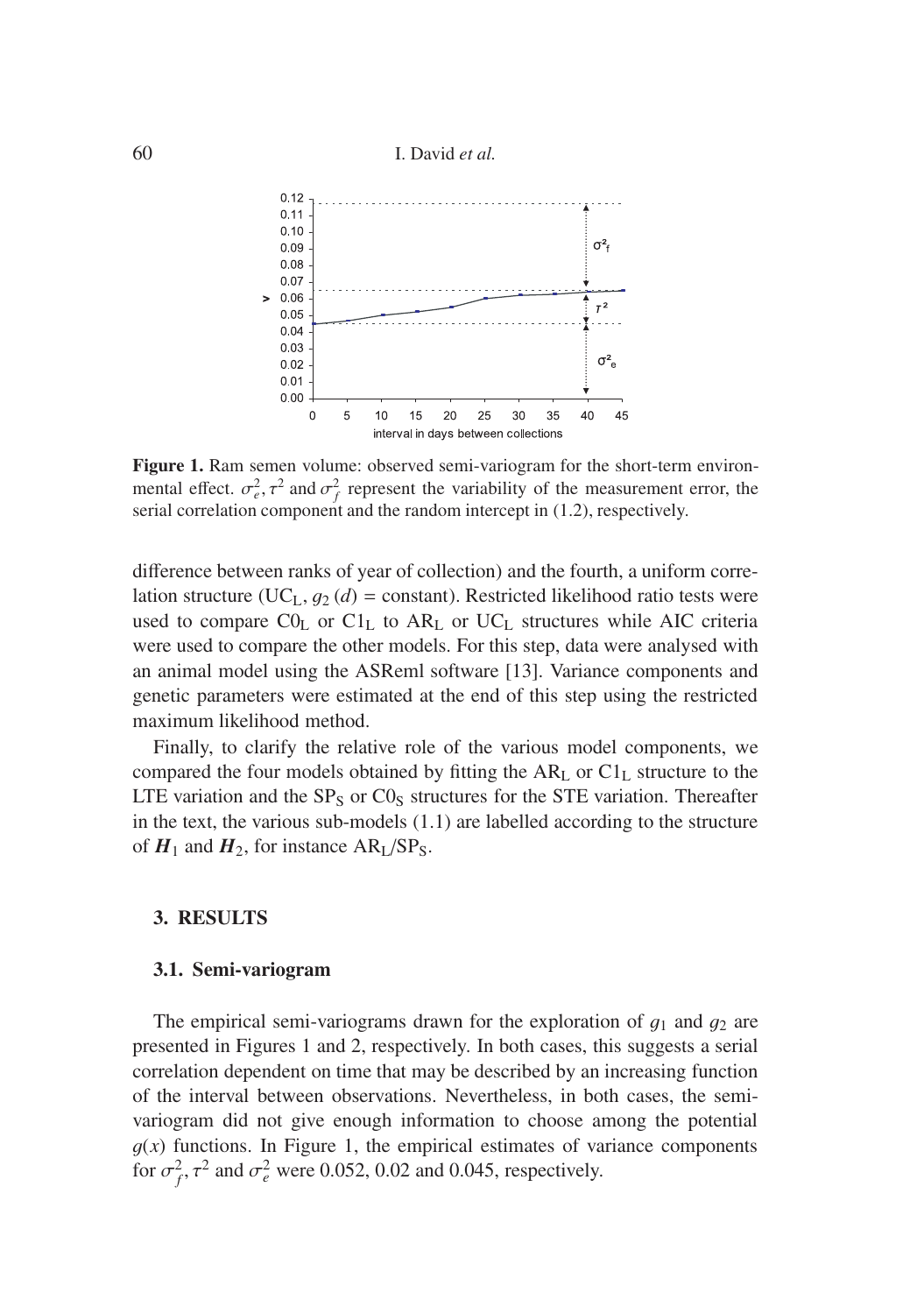**Figure 1.** Ram semen volume: observed semi-variogram for the short-term environmental effect. $\sigma_e^2, \tau^2$ and $\sigma_f^2$ represent the variability of the measurement error, the serial correlation component and the random intercept in (1.2), respectively.

difference between ranks of year of collection) and the fourth, a uniform correlation structure ($UC_L$, $g_2(d)$ = constant). Restricted likelihood ratio tests were used to compare $C0_L$ or $C1_L$ to $AR_L$ or $UC_L$ structures while AIC criteria were used to compare the other models. For this step, data were analysed with an animal model using the ASReml software [13]. Variance components and genetic parameters were estimated at the end of this step using the restricted maximum likelihood method.

Finally, to clarify the relative role of the various model components, we compared the four models obtained by fitting the $AR_L$ or $C1_L$ structure to the LTE variation and the $SP_S$ or $C0_S$ structures for the STE variation. Thereafter in the text, the various sub-models (1.1) are labelled according to the structure of $\boldsymbol{H}_1$ and $\boldsymbol{H}_2$, for instance $AR_L/SP_S$.

## 3. RESULTS

### 3.1. Semi-variogram

The empirical semi-variograms drawn for the exploration of $g_1$ and $g_2$ are presented in Figures 1 and 2, respectively. In both cases, this suggests a serial correlation dependent on time that may be described by an increasing function of the interval between observations. Nevertheless, in both cases, the semi-variogram did not give enough information to choose among the potential $g(x)$ functions. In Figure 1, the empirical estimates of variance components for $\sigma_f^2, \tau^2$ and $\sigma_e^2$ were 0.052, 0.02 and 0.045, respectively.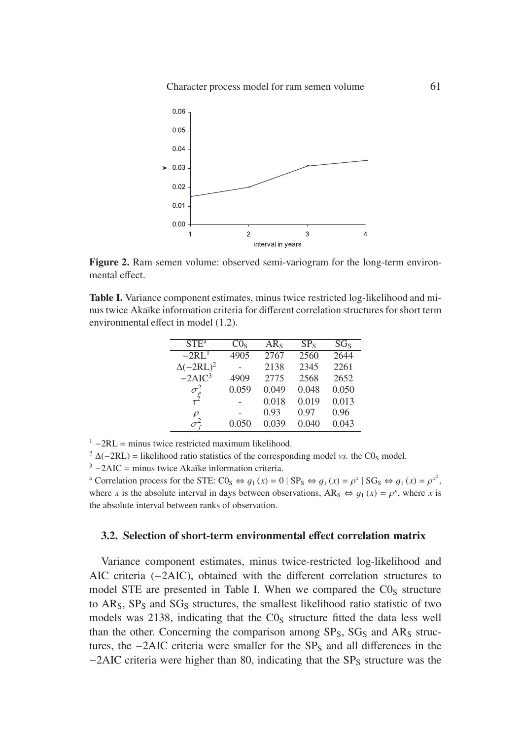**Figure 2.** Ram semen volume: observed semi-variogram for the long-term environmental effect.

**Table I.** Variance component estimates, minus twice restricted log-likelihood and minus twice Akaïke information criteria for different correlation structures for short term environmental effect in model (1.2).

| STE[a] | $C0_S$ | $AR_S$ | $SP_S$ | $SG_S$ |
|---|---|---|---|---|
| $-2RL$[1] | 4905 | 2767 | 2560 | 2644 |
| $\Delta(-2RL)$[2] | - | 2138 | 2345 | 2261 |
| $-2AIC$[3] | 4909 | 2775 | 2568 | 2652 |
| $\sigma_e^2$ | 0.059 | 0.049 | 0.048 | 0.050 |
| $\tau^2$ | - | 0.018 | 0.019 | 0.013 |
| $\rho$ | - | 0.93 | 0.97 | 0.96 |
| $\sigma_f^2$ | 0.050 | 0.039 | 0.040 | 0.043 |

[1] $-2RL$ = minus twice restricted maximum likelihood.

[2] $\Delta(-2RL)$ = likelihood ratio statistics of the corresponding model *vs.* the $C0_S$ model.

[3] $-2AIC$ = minus twice Akaïke information criteria.

[a] Correlation process for the STE: $C0_S \Leftrightarrow g_1(x) = 0 \mid SP_S \Leftrightarrow g_1(x) = \rho^x \mid SG_S \Leftrightarrow g_1(x) = \rho^{x^2}$, where $x$ is the absolute interval in days between observations, $AR_S \Leftrightarrow g_1(x) = \rho^x$, where $x$ is the absolute interval between ranks of observation.

### 3.2. Selection of short-term environmental effect correlation matrix

Variance component estimates, minus twice-restricted log-likelihood and AIC criteria ($-2AIC$), obtained with the different correlation structures to model STE are presented in Table I. When we compared the $C0_S$ structure to $AR_S$, $SP_S$ and $SG_S$ structures, the smallest likelihood ratio statistic of two models was 2138, indicating that the $C0_S$ structure fitted the data less well than the other. Concerning the comparison among $SP_S$, $SG_S$ and $AR_S$ structures, the $-2AIC$ criteria were smaller for the $SP_S$ and all differences in the $-2AIC$ criteria were higher than 80, indicating that the $SP_S$ structure was the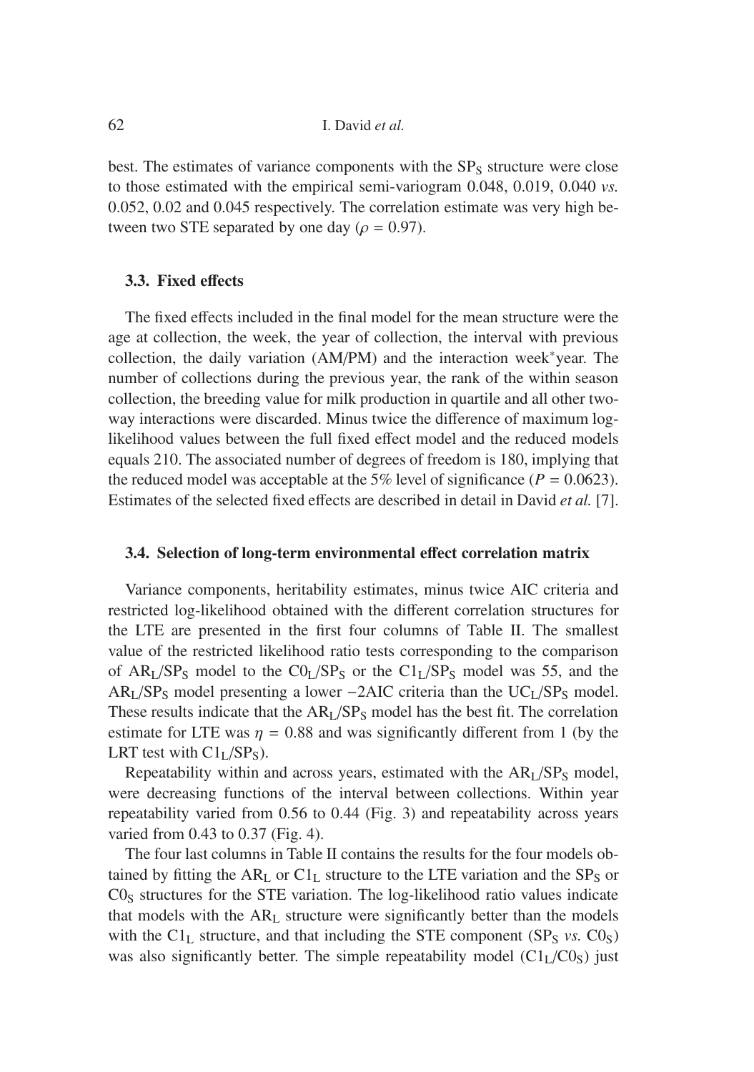best. The estimates of variance components with the $SP_S$ structure were close to those estimated with the empirical semi-variogram 0.048, 0.019, 0.040 *vs.* 0.052, 0.02 and 0.045 respectively. The correlation estimate was very high between two STE separated by one day ($\rho = 0.97$).

### 3.3. Fixed effects

The fixed effects included in the final model for the mean structure were the age at collection, the week, the year of collection, the interval with previous collection, the daily variation (AM/PM) and the interaction week*year. The number of collections during the previous year, the rank of the within season collection, the breeding value for milk production in quartile and all other two-way interactions were discarded. Minus twice the difference of maximum log-likelihood values between the full fixed effect model and the reduced models equals 210. The associated number of degrees of freedom is 180, implying that the reduced model was acceptable at the 5% level of significance ($P = 0.0623$). Estimates of the selected fixed effects are described in detail in David *et al.* [7].

### 3.4. Selection of long-term environmental effect correlation matrix

Variance components, heritability estimates, minus twice AIC criteria and restricted log-likelihood obtained with the different correlation structures for the LTE are presented in the first four columns of Table II. The smallest value of the restricted likelihood ratio tests corresponding to the comparison of $AR_L/SP_S$ model to the $C0_L/SP_S$ or the $C1_L/SP_S$ model was 55, and the $AR_L/SP_S$ model presenting a lower $-2$AIC criteria than the $UC_L/SP_S$ model. These results indicate that the $AR_L/SP_S$ model has the best fit. The correlation estimate for LTE was $\eta = 0.88$ and was significantly different from 1 (by the LRT test with $C1_L/SP_S$).

Repeatability within and across years, estimated with the $AR_L/SP_S$ model, were decreasing functions of the interval between collections. Within year repeatability varied from 0.56 to 0.44 (Fig. 3) and repeatability across years varied from 0.43 to 0.37 (Fig. 4).

The four last columns in Table II contains the results for the four models obtained by fitting the $AR_L$ or $C1_L$ structure to the LTE variation and the $SP_S$ or $C0_S$ structures for the STE variation. The log-likelihood ratio values indicate that models with the $AR_L$ structure were significantly better than the models with the $C1_L$ structure, and that including the STE component ($SP_S$ *vs.* $C0_S$) was also significantly better. The simple repeatability model ($C1_L/C0_S$) just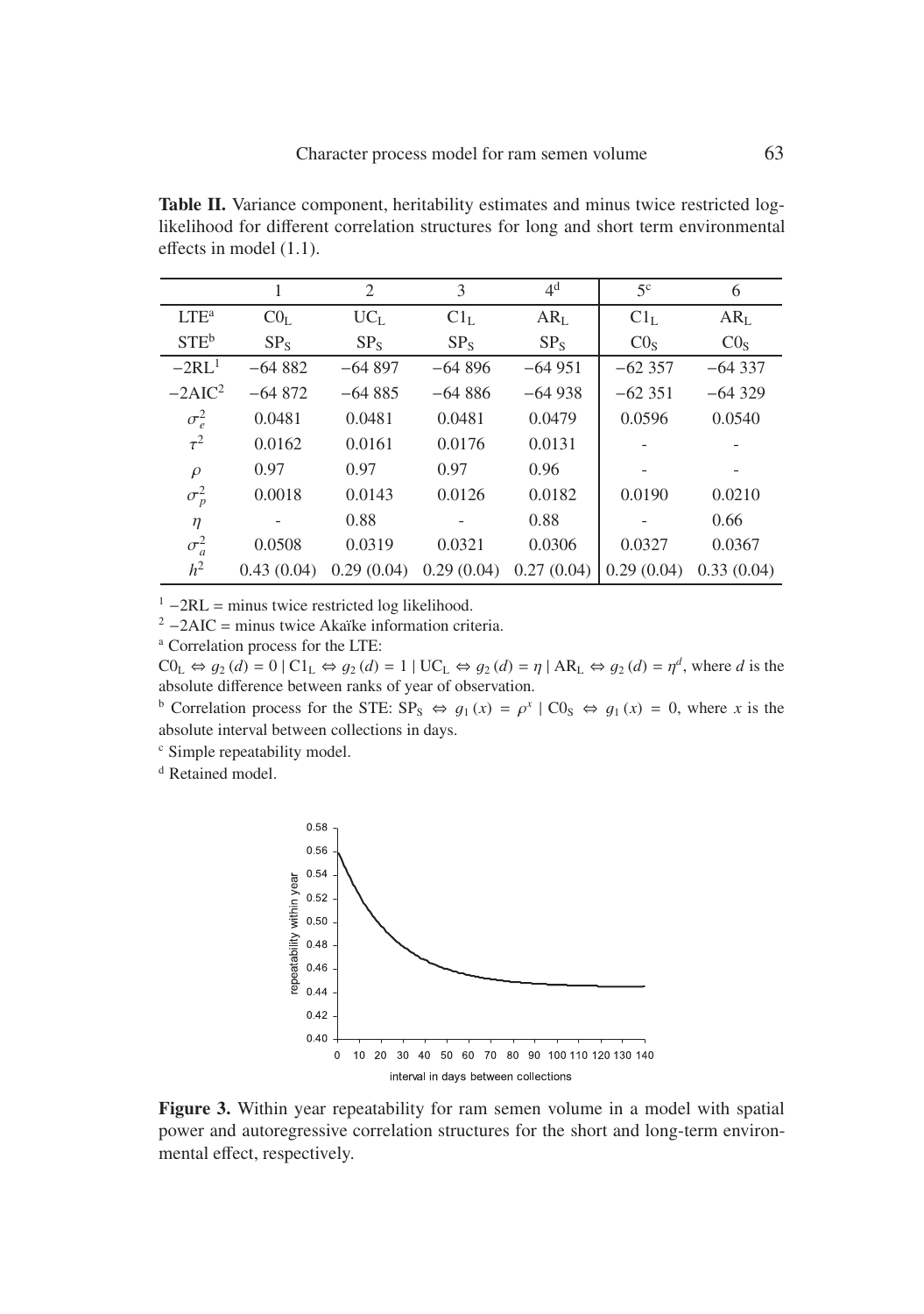**Table II.** Variance component, heritability estimates and minus twice restricted log-likelihood for different correlation structures for long and short term environmental effects in model (1.1).

| | 1 | 2 | 3 | 4[d] | 5[c] | 6 |
|---|---|---|---|---|---|---|
| LTE[a] | $C0_L$ | $UC_L$ | $C1_L$ | $AR_L$ | $C1_L$ | $AR_L$ |
| STE[b] | $SP_S$ | $SP_S$ | $SP_S$ | $SP_S$ | $C0_S$ | $C0_S$ |
| −2RL[1] | −64 882 | −64 897 | −64 896 | −64 951 | −62 357 | −64 337 |
| −2AIC[2] | −64 872 | −64 885 | −64 886 | −64 938 | −62 351 | −64 329 |
| $\sigma_e^2$ | 0.0481 | 0.0481 | 0.0481 | 0.0479 | 0.0596 | 0.0540 |
| $\tau^2$ | 0.0162 | 0.0161 | 0.0176 | 0.0131 | - | - |
| $\rho$ | 0.97 | 0.97 | 0.97 | 0.96 | - | - |
| $\sigma_p^2$ | 0.0018 | 0.0143 | 0.0126 | 0.0182 | 0.0190 | 0.0210 |
| $\eta$ | - | 0.88 | - | 0.88 | - | 0.66 |
| $\sigma_a^2$ | 0.0508 | 0.0319 | 0.0321 | 0.0306 | 0.0327 | 0.0367 |
| $h^2$ | 0.43 (0.04) | 0.29 (0.04) | 0.29 (0.04) | 0.27 (0.04) | 0.29 (0.04) | 0.33 (0.04) |

[1] −2RL = minus twice restricted log likelihood.

[2] −2AIC = minus twice Akaïke information criteria.

[a] Correlation process for the LTE:
$C0_L \Leftrightarrow g_2(d) = 0 \mid C1_L \Leftrightarrow g_2(d) = 1 \mid UC_L \Leftrightarrow g_2(d) = \eta \mid AR_L \Leftrightarrow g_2(d) = \eta^d$, where $d$ is the absolute difference between ranks of year of observation.

[b] Correlation process for the STE: $SP_S \Leftrightarrow g_1(x) = \rho^x \mid C0_S \Leftrightarrow g_1(x) = 0$, where $x$ is the absolute interval between collections in days.

[c] Simple repeatability model.

[d] Retained model.

**Figure 3.** Within year repeatability for ram semen volume in a model with spatial power and autoregressive correlation structures for the short and long-term environmental effect, respectively.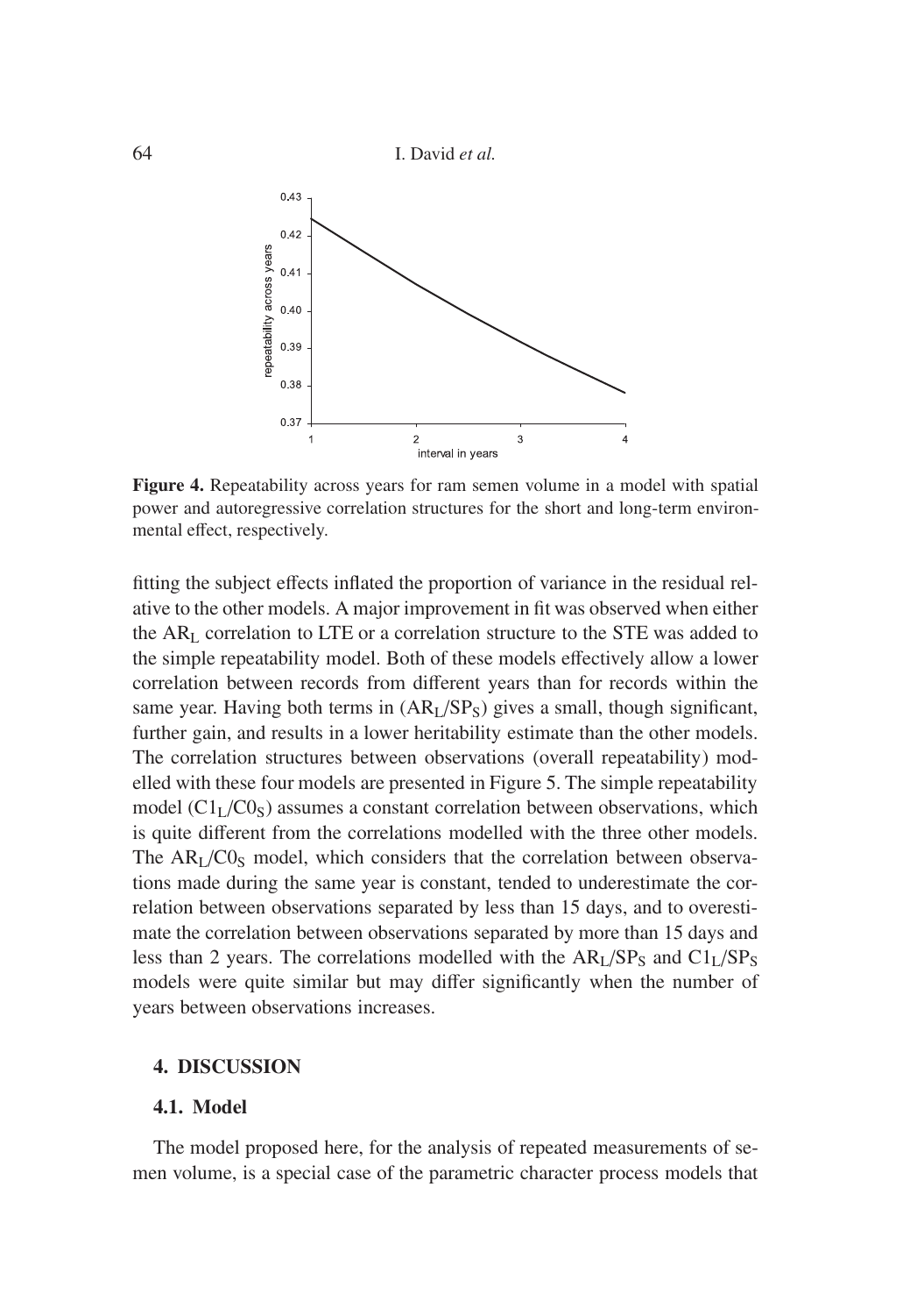**Figure 4.** Repeatability across years for ram semen volume in a model with spatial power and autoregressive correlation structures for the short and long-term environmental effect, respectively.

fitting the subject effects inflated the proportion of variance in the residual relative to the other models. A major improvement in fit was observed when either the $AR_L$ correlation to LTE or a correlation structure to the STE was added to the simple repeatability model. Both of these models effectively allow a lower correlation between records from different years than for records within the same year. Having both terms in ($AR_L/SP_S$) gives a small, though significant, further gain, and results in a lower heritability estimate than the other models. The correlation structures between observations (overall repeatability) modelled with these four models are presented in Figure 5. The simple repeatability model ($C1_L/C0_S$) assumes a constant correlation between observations, which is quite different from the correlations modelled with the three other models. The $AR_L/C0_S$ model, which considers that the correlation between observations made during the same year is constant, tended to underestimate the correlation between observations separated by less than 15 days, and to overestimate the correlation between observations separated by more than 15 days and less than 2 years. The correlations modelled with the $AR_L/SP_S$ and $C1_L/SP_S$ models were quite similar but may differ significantly when the number of years between observations increases.

## 4. DISCUSSION

### 4.1. Model

The model proposed here, for the analysis of repeated measurements of semen volume, is a special case of the parametric character process models that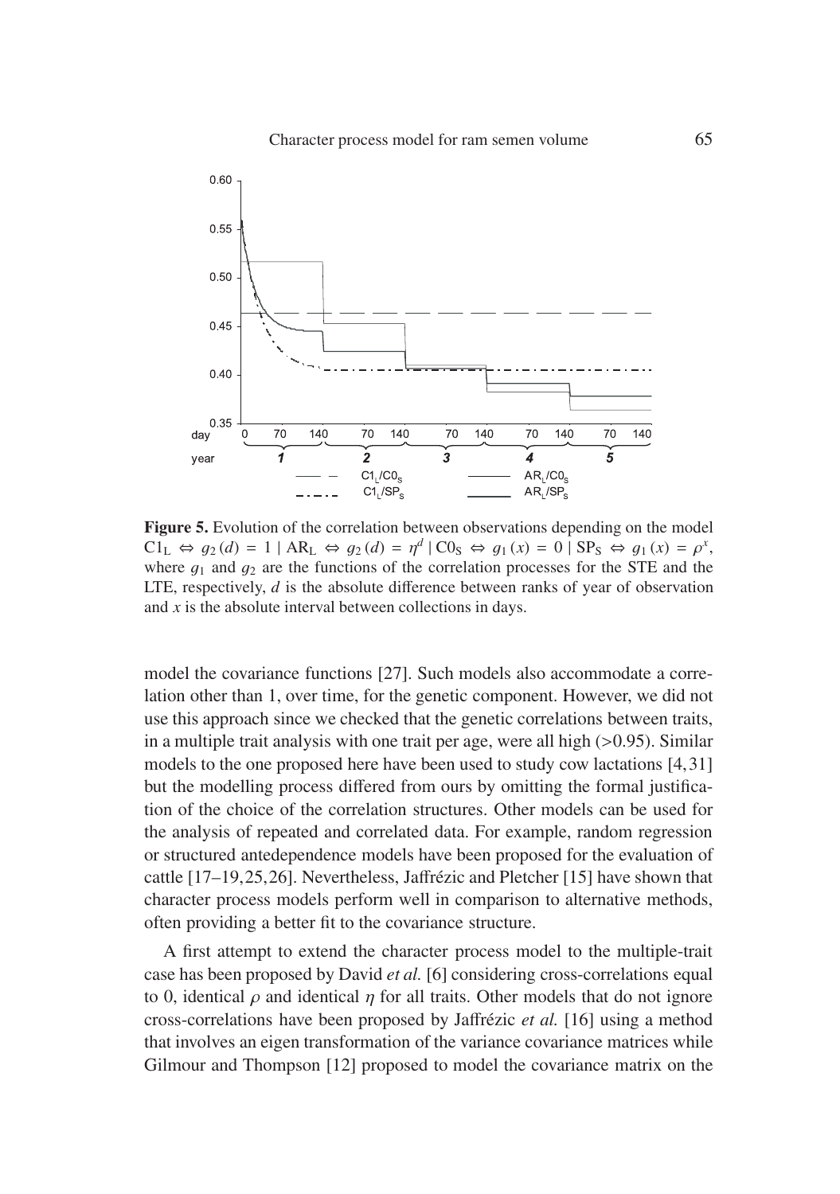**Figure 5.** Evolution of the correlation between observations depending on the model $C1_L \Leftrightarrow g_2(d) = 1 \mid AR_L \Leftrightarrow g_2(d) = \eta^d \mid C0_S \Leftrightarrow g_1(x) = 0 \mid SP_S \Leftrightarrow g_1(x) = \rho^x$, where $g_1$ and $g_2$ are the functions of the correlation processes for the STE and the LTE, respectively, $d$ is the absolute difference between ranks of year of observation and $x$ is the absolute interval between collections in days.

model the covariance functions [27]. Such models also accommodate a correlation other than 1, over time, for the genetic component. However, we did not use this approach since we checked that the genetic correlations between traits, in a multiple trait analysis with one trait per age, were all high (>0.95). Similar models to the one proposed here have been used to study cow lactations [4, 31] but the modelling process differed from ours by omitting the formal justification of the choice of the correlation structures. Other models can be used for the analysis of repeated and correlated data. For example, random regression or structured antedependence models have been proposed for the evaluation of cattle [17–19, 25, 26]. Nevertheless, Jaffrézic and Pletcher [15] have shown that character process models perform well in comparison to alternative methods, often providing a better fit to the covariance structure.

A first attempt to extend the character process model to the multiple-trait case has been proposed by David *et al.* [6] considering cross-correlations equal to 0, identical $\rho$ and identical $\eta$ for all traits. Other models that do not ignore cross-correlations have been proposed by Jaffrézic *et al.* [16] using a method that involves an eigen transformation of the variance covariance matrices while Gilmour and Thompson [12] proposed to model the covariance matrix on the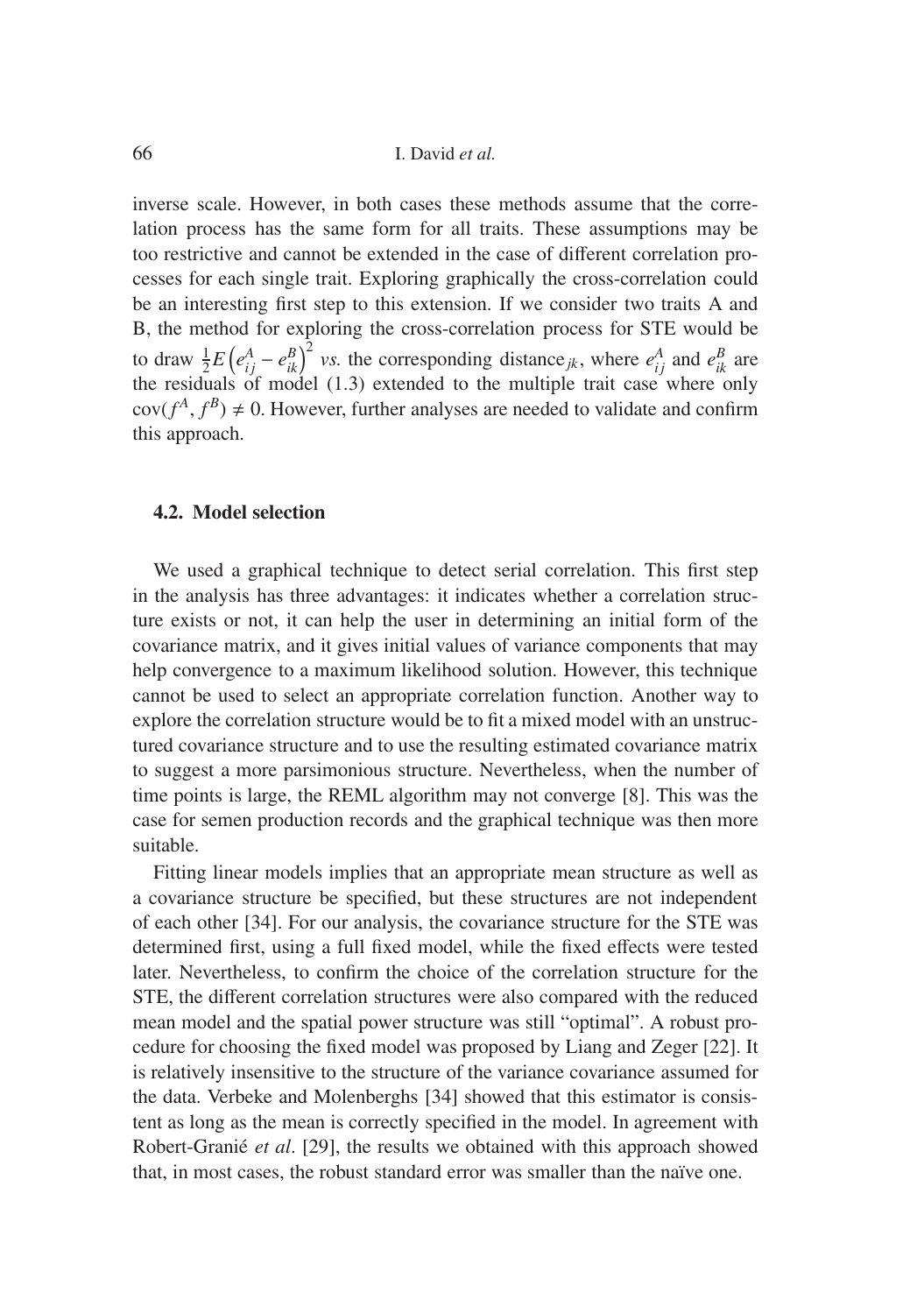inverse scale. However, in both cases these methods assume that the correlation process has the same form for all traits. These assumptions may be too restrictive and cannot be extended in the case of different correlation processes for each single trait. Exploring graphically the cross-correlation could be an interesting first step to this extension. If we consider two traits A and B, the method for exploring the cross-correlation process for STE would be to draw $\frac{1}{2}E\left(e_{ij}^{A} - e_{ik}^{B}\right)^{2}$ *vs.* the corresponding distance$_{jk}$, where $e_{ij}^{A}$ and $e_{ik}^{B}$ are the residuals of model (1.3) extended to the multiple trait case where only $\mathrm{cov}(f^{A}, f^{B}) \neq 0$. However, further analyses are needed to validate and confirm this approach.

### 4.2. Model selection

We used a graphical technique to detect serial correlation. This first step in the analysis has three advantages: it indicates whether a correlation structure exists or not, it can help the user in determining an initial form of the covariance matrix, and it gives initial values of variance components that may help convergence to a maximum likelihood solution. However, this technique cannot be used to select an appropriate correlation function. Another way to explore the correlation structure would be to fit a mixed model with an unstructured covariance structure and to use the resulting estimated covariance matrix to suggest a more parsimonious structure. Nevertheless, when the number of time points is large, the REML algorithm may not converge [8]. This was the case for semen production records and the graphical technique was then more suitable.

Fitting linear models implies that an appropriate mean structure as well as a covariance structure be specified, but these structures are not independent of each other [34]. For our analysis, the covariance structure for the STE was determined first, using a full fixed model, while the fixed effects were tested later. Nevertheless, to confirm the choice of the correlation structure for the STE, the different correlation structures were also compared with the reduced mean model and the spatial power structure was still "optimal". A robust procedure for choosing the fixed model was proposed by Liang and Zeger [22]. It is relatively insensitive to the structure of the variance covariance assumed for the data. Verbeke and Molenberghs [34] showed that this estimator is consistent as long as the mean is correctly specified in the model. In agreement with Robert-Granié *et al*. [29], the results we obtained with this approach showed that, in most cases, the robust standard error was smaller than the naïve one.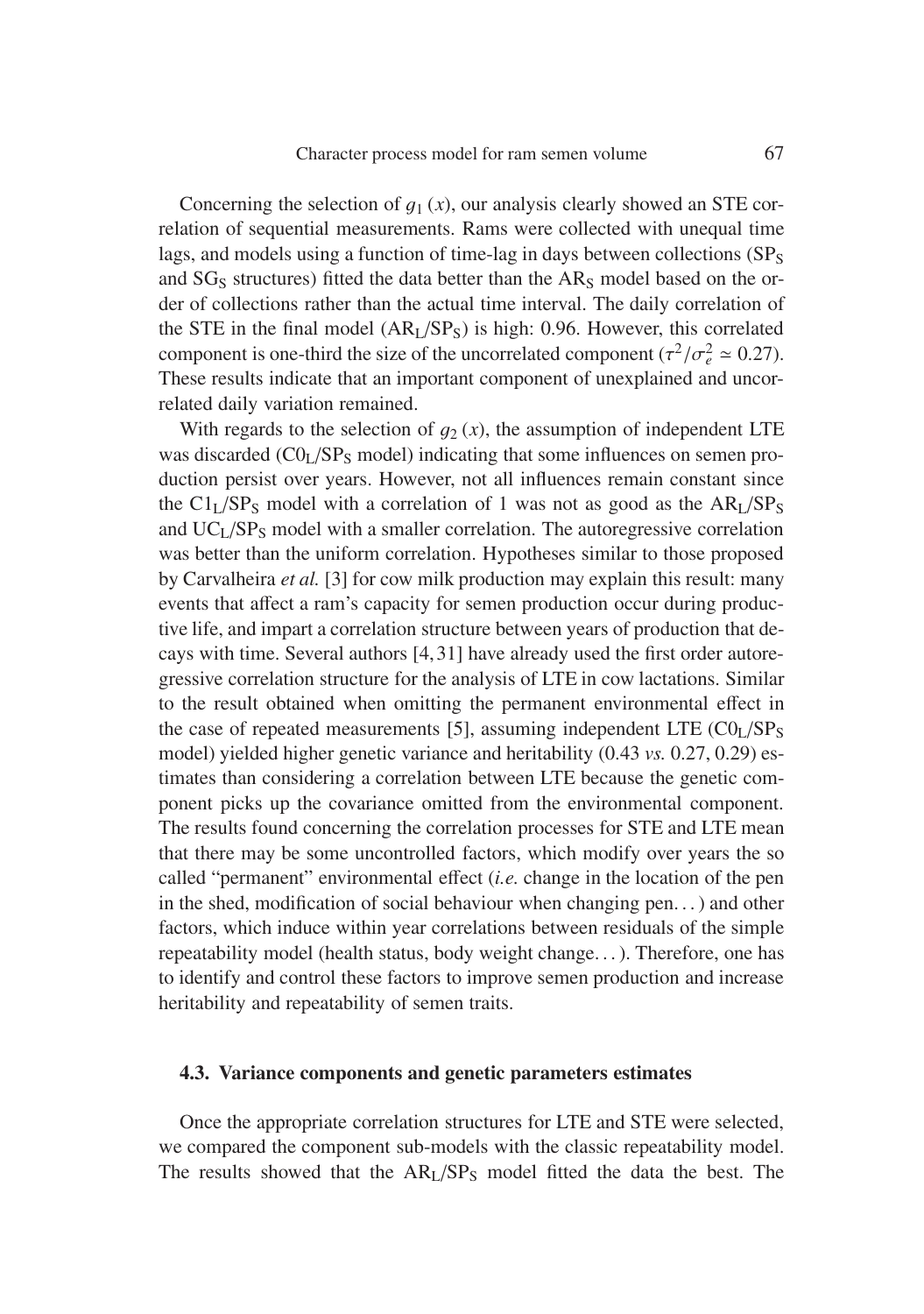Concerning the selection of $g_1(x)$, our analysis clearly showed an STE correlation of sequential measurements. Rams were collected with unequal time lags, and models using a function of time-lag in days between collections ($SP_S$ and $SG_S$ structures) fitted the data better than the $AR_S$ model based on the order of collections rather than the actual time interval. The daily correlation of the STE in the final model ($AR_L/SP_S$) is high: 0.96. However, this correlated component is one-third the size of the uncorrelated component ($\tau^2/\sigma_e^2 \simeq 0.27$). These results indicate that an important component of unexplained and uncorrelated daily variation remained.

With regards to the selection of $g_2(x)$, the assumption of independent LTE was discarded ($C0_L/SP_S$ model) indicating that some influences on semen production persist over years. However, not all influences remain constant since the $C1_L/SP_S$ model with a correlation of 1 was not as good as the $AR_L/SP_S$ and $UC_L/SP_S$ model with a smaller correlation. The autoregressive correlation was better than the uniform correlation. Hypotheses similar to those proposed by Carvalheira *et al.* [3] for cow milk production may explain this result: many events that affect a ram's capacity for semen production occur during productive life, and impart a correlation structure between years of production that decays with time. Several authors [4, 31] have already used the first order autoregressive correlation structure for the analysis of LTE in cow lactations. Similar to the result obtained when omitting the permanent environmental effect in the case of repeated measurements [5], assuming independent LTE ($C0_L/SP_S$ model) yielded higher genetic variance and heritability (0.43 *vs.* 0.27, 0.29) estimates than considering a correlation between LTE because the genetic component picks up the covariance omitted from the environmental component. The results found concerning the correlation processes for STE and LTE mean that there may be some uncontrolled factors, which modify over years the so called "permanent" environmental effect (*i.e.* change in the location of the pen in the shed, modification of social behaviour when changing pen. . . ) and other factors, which induce within year correlations between residuals of the simple repeatability model (health status, body weight change. . . ). Therefore, one has to identify and control these factors to improve semen production and increase heritability and repeatability of semen traits.

### 4.3. Variance components and genetic parameters estimates

Once the appropriate correlation structures for LTE and STE were selected, we compared the component sub-models with the classic repeatability model. The results showed that the $AR_L/SP_S$ model fitted the data the best. The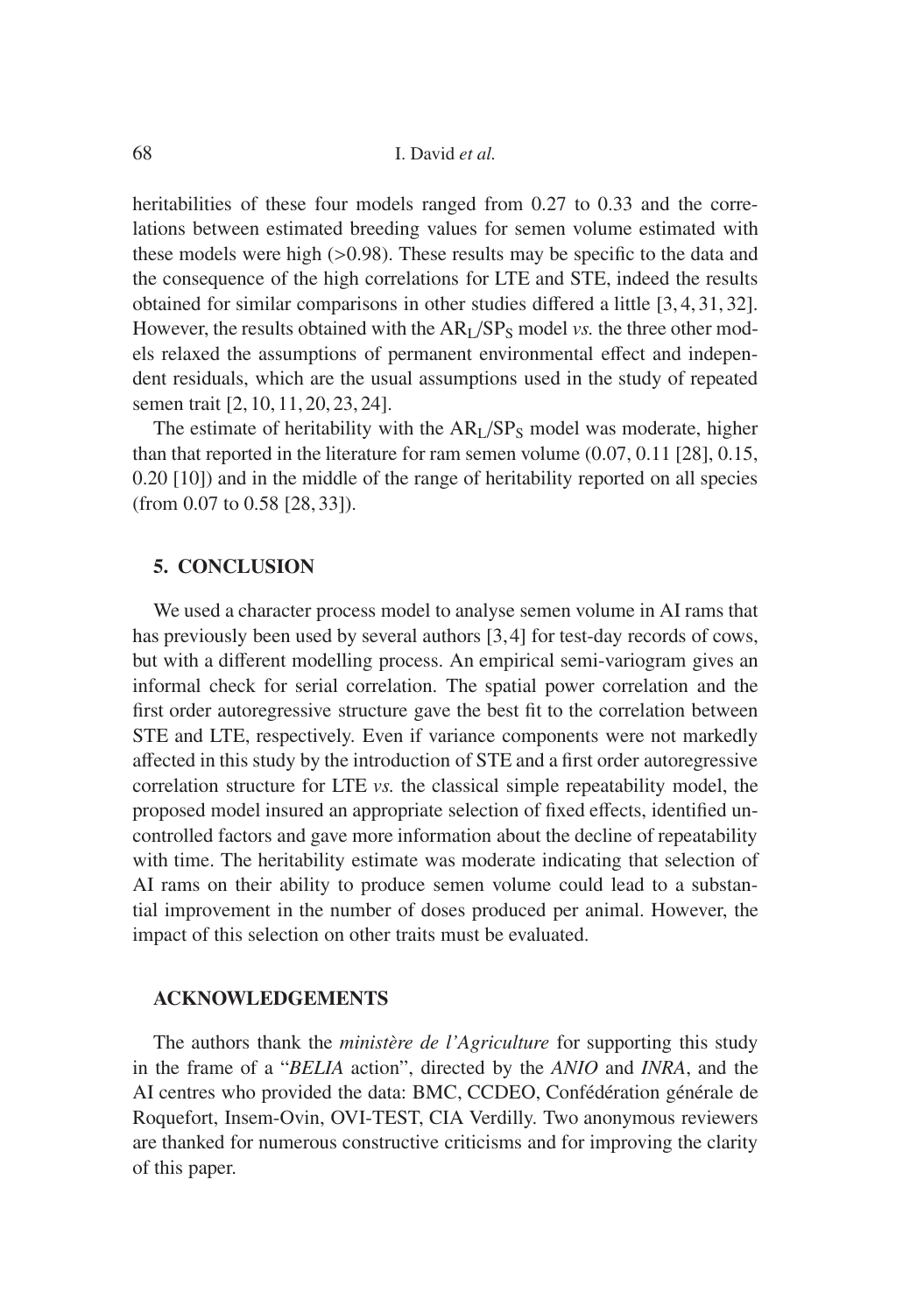heritabilities of these four models ranged from 0.27 to 0.33 and the correlations between estimated breeding values for semen volume estimated with these models were high (>0.98). These results may be specific to the data and the consequence of the high correlations for LTE and STE, indeed the results obtained for similar comparisons in other studies differed a little [3, 4, 31, 32]. However, the results obtained with the $AR_L/SP_S$ model *vs.* the three other models relaxed the assumptions of permanent environmental effect and independent residuals, which are the usual assumptions used in the study of repeated semen trait [2, 10, 11, 20, 23, 24].

The estimate of heritability with the $AR_L/SP_S$ model was moderate, higher than that reported in the literature for ram semen volume (0.07, 0.11 [28], 0.15, 0.20 [10]) and in the middle of the range of heritability reported on all species (from 0.07 to 0.58 [28, 33]).

## 5. CONCLUSION

We used a character process model to analyse semen volume in AI rams that has previously been used by several authors [3, 4] for test-day records of cows, but with a different modelling process. An empirical semi-variogram gives an informal check for serial correlation. The spatial power correlation and the first order autoregressive structure gave the best fit to the correlation between STE and LTE, respectively. Even if variance components were not markedly affected in this study by the introduction of STE and a first order autoregressive correlation structure for LTE *vs.* the classical simple repeatability model, the proposed model insured an appropriate selection of fixed effects, identified uncontrolled factors and gave more information about the decline of repeatability with time. The heritability estimate was moderate indicating that selection of AI rams on their ability to produce semen volume could lead to a substantial improvement in the number of doses produced per animal. However, the impact of this selection on other traits must be evaluated.

## ACKNOWLEDGEMENTS

The authors thank the *ministère de l'Agriculture* for supporting this study in the frame of a "*BELIA* action", directed by the *ANIO* and *INRA*, and the AI centres who provided the data: BMC, CCDEO, Confédération générale de Roquefort, Insem-Ovin, OVI-TEST, CIA Verdilly. Two anonymous reviewers are thanked for numerous constructive criticisms and for improving the clarity of this paper.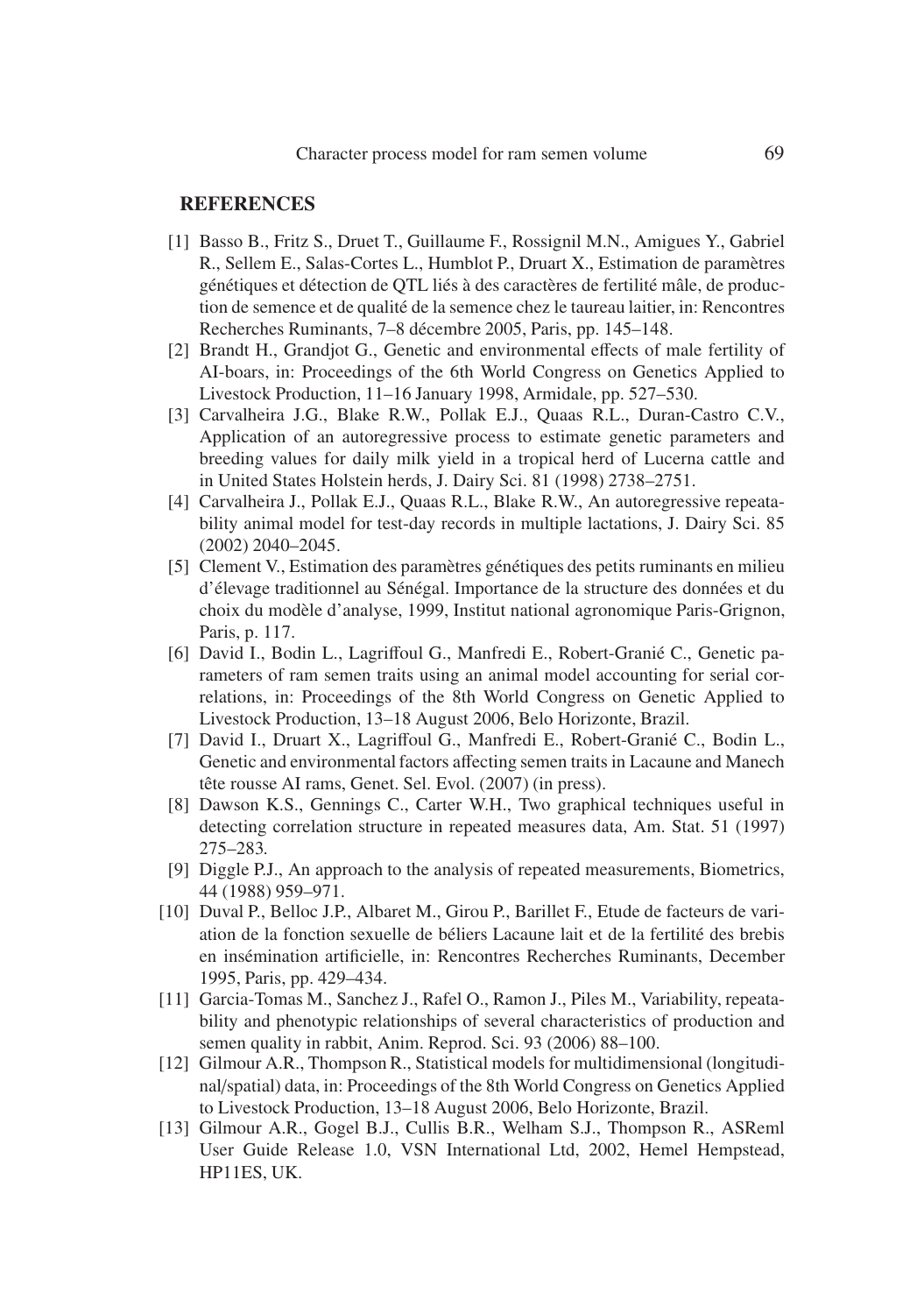## REFERENCES

[1] Basso B., Fritz S., Druet T., Guillaume F., Rossignil M.N., Amigues Y., Gabriel R., Sellem E., Salas-Cortes L., Humblot P., Druart X., Estimation de paramètres génétiques et détection de QTL liés à des caractères de fertilité mâle, de production de semence et de qualité de la semence chez le taureau laitier, in: Rencontres Recherches Ruminants, 7–8 décembre 2005, Paris, pp. 145–148.

[2] Brandt H., Grandjot G., Genetic and environmental effects of male fertility of AI-boars, in: Proceedings of the 6th World Congress on Genetics Applied to Livestock Production, 11–16 January 1998, Armidale, pp. 527–530.

[3] Carvalheira J.G., Blake R.W., Pollak E.J., Quaas R.L., Duran-Castro C.V., Application of an autoregressive process to estimate genetic parameters and breeding values for daily milk yield in a tropical herd of Lucerna cattle and in United States Holstein herds, J. Dairy Sci. 81 (1998) 2738–2751.

[4] Carvalheira J., Pollak E.J., Quaas R.L., Blake R.W., An autoregressive repeatability animal model for test-day records in multiple lactations, J. Dairy Sci. 85 (2002) 2040–2045.

[5] Clement V., Estimation des paramètres génétiques des petits ruminants en milieu d'élevage traditionnel au Sénégal. Importance de la structure des données et du choix du modèle d'analyse, 1999, Institut national agronomique Paris-Grignon, Paris, p. 117.

[6] David I., Bodin L., Lagriffoul G., Manfredi E., Robert-Granié C., Genetic parameters of ram semen traits using an animal model accounting for serial correlations, in: Proceedings of the 8th World Congress on Genetic Applied to Livestock Production, 13–18 August 2006, Belo Horizonte, Brazil.

[7] David I., Druart X., Lagriffoul G., Manfredi E., Robert-Granié C., Bodin L., Genetic and environmental factors affecting semen traits in Lacaune and Manech tête rousse AI rams, Genet. Sel. Evol. (2007) (in press).

[8] Dawson K.S., Gennings C., Carter W.H., Two graphical techniques useful in detecting correlation structure in repeated measures data, Am. Stat. 51 (1997) 275–283.

[9] Diggle P.J., An approach to the analysis of repeated measurements, Biometrics, 44 (1988) 959–971.

[10] Duval P., Belloc J.P., Albaret M., Girou P., Barillet F., Etude de facteurs de variation de la fonction sexuelle de béliers Lacaune lait et de la fertilité des brebis en insémination artificielle, in: Rencontres Recherches Ruminants, December 1995, Paris, pp. 429–434.

[11] Garcia-Tomas M., Sanchez J., Rafel O., Ramon J., Piles M., Variability, repeatability and phenotypic relationships of several characteristics of production and semen quality in rabbit, Anim. Reprod. Sci. 93 (2006) 88–100.

[12] Gilmour A.R., Thompson R., Statistical models for multidimensional (longitudinal/spatial) data, in: Proceedings of the 8th World Congress on Genetics Applied to Livestock Production, 13–18 August 2006, Belo Horizonte, Brazil.

[13] Gilmour A.R., Gogel B.J., Cullis B.R., Welham S.J., Thompson R., ASReml User Guide Release 1.0, VSN International Ltd, 2002, Hemel Hempstead, HP11ES, UK.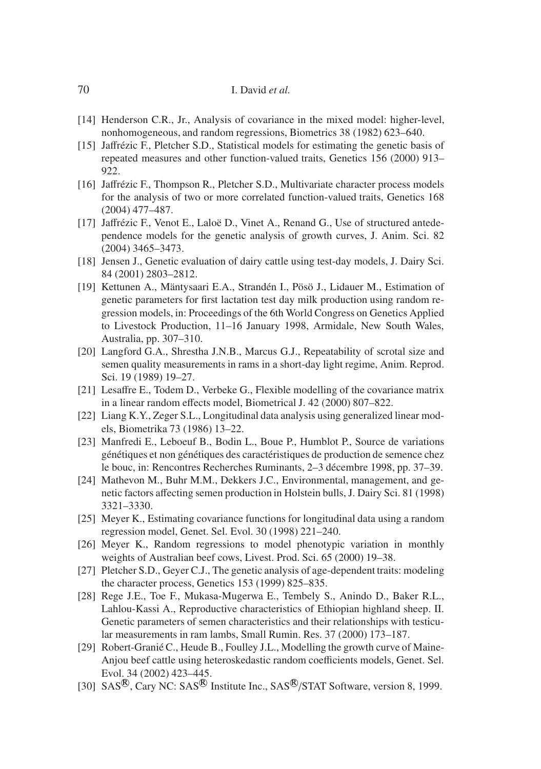[14] Henderson C.R., Jr., Analysis of covariance in the mixed model: higher-level, nonhomogeneous, and random regressions, Biometrics 38 (1982) 623–640.

[15] Jaffrézic F., Pletcher S.D., Statistical models for estimating the genetic basis of repeated measures and other function-valued traits, Genetics 156 (2000) 913–922.

[16] Jaffrézic F., Thompson R., Pletcher S.D., Multivariate character process models for the analysis of two or more correlated function-valued traits, Genetics 168 (2004) 477–487.

[17] Jaffrézic F., Venot E., Laloë D., Vinet A., Renand G., Use of structured antedependence models for the genetic analysis of growth curves, J. Anim. Sci. 82 (2004) 3465–3473.

[18] Jensen J., Genetic evaluation of dairy cattle using test-day models, J. Dairy Sci. 84 (2001) 2803–2812.

[19] Kettunen A., Mäntysaari E.A., Strandén I., Pösö J., Lidauer M., Estimation of genetic parameters for first lactation test day milk production using random regression models, in: Proceedings of the 6th World Congress on Genetics Applied to Livestock Production, 11–16 January 1998, Armidale, New South Wales, Australia, pp. 307–310.

[20] Langford G.A., Shrestha J.N.B., Marcus G.J., Repeatability of scrotal size and semen quality measurements in rams in a short-day light regime, Anim. Reprod. Sci. 19 (1989) 19–27.

[21] Lesaffre E., Todem D., Verbeke G., Flexible modelling of the covariance matrix in a linear random effects model, Biometrical J. 42 (2000) 807–822.

[22] Liang K.Y., Zeger S.L., Longitudinal data analysis using generalized linear models, Biometrika 73 (1986) 13–22.

[23] Manfredi E., Leboeuf B., Bodin L., Boue P., Humblot P., Source de variations génétiques et non génétiques des caractéristiques de production de semence chez le bouc, in: Rencontres Recherches Ruminants, 2–3 décembre 1998, pp. 37–39.

[24] Mathevon M., Buhr M.M., Dekkers J.C., Environmental, management, and genetic factors affecting semen production in Holstein bulls, J. Dairy Sci. 81 (1998) 3321–3330.

[25] Meyer K., Estimating covariance functions for longitudinal data using a random regression model, Genet. Sel. Evol. 30 (1998) 221–240.

[26] Meyer K., Random regressions to model phenotypic variation in monthly weights of Australian beef cows, Livest. Prod. Sci. 65 (2000) 19–38.

[27] Pletcher S.D., Geyer C.J., The genetic analysis of age-dependent traits: modeling the character process, Genetics 153 (1999) 825–835.

[28] Rege J.E., Toe F., Mukasa-Mugerwa E., Tembely S., Anindo D., Baker R.L., Lahlou-Kassi A., Reproductive characteristics of Ethiopian highland sheep. II. Genetic parameters of semen characteristics and their relationships with testicular measurements in ram lambs, Small Rumin. Res. 37 (2000) 173–187.

[29] Robert-Granié C., Heude B., Foulley J.L., Modelling the growth curve of Maine-Anjou beef cattle using heteroskedastic random coefficients models, Genet. Sel. Evol. 34 (2002) 423–445.

[30] SAS®, Cary NC: SAS® Institute Inc., SAS®/STAT Software, version 8, 1999.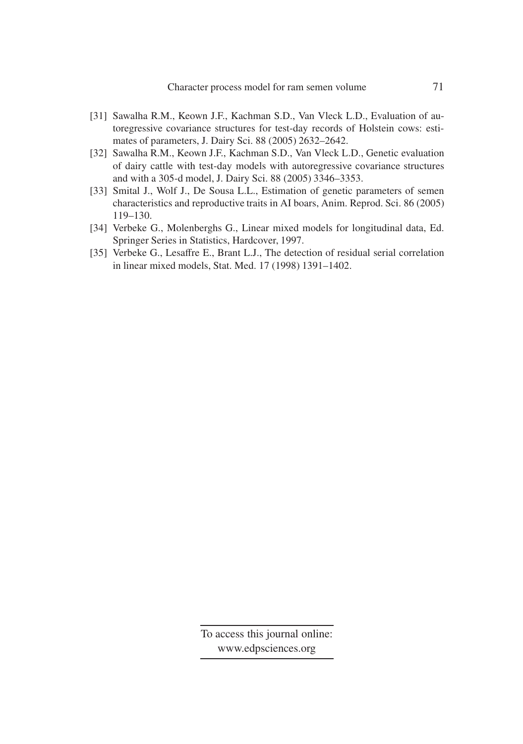[31] Sawalha R.M., Keown J.F., Kachman S.D., Van Vleck L.D., Evaluation of autoregressive covariance structures for test-day records of Holstein cows: estimates of parameters, J. Dairy Sci. 88 (2005) 2632–2642.

[32] Sawalha R.M., Keown J.F., Kachman S.D., Van Vleck L.D., Genetic evaluation of dairy cattle with test-day models with autoregressive covariance structures and with a 305-d model, J. Dairy Sci. 88 (2005) 3346–3353.

[33] Smital J., Wolf J., De Sousa L.L., Estimation of genetic parameters of semen characteristics and reproductive traits in AI boars, Anim. Reprod. Sci. 86 (2005) 119–130.

[34] Verbeke G., Molenberghs G., Linear mixed models for longitudinal data, Ed. Springer Series in Statistics, Hardcover, 1997.

[35] Verbeke G., Lesaffre E., Brant L.J., The detection of residual serial correlation in linear mixed models, Stat. Med. 17 (1998) 1391–1402.

To access this journal online:
www.edpsciences.org